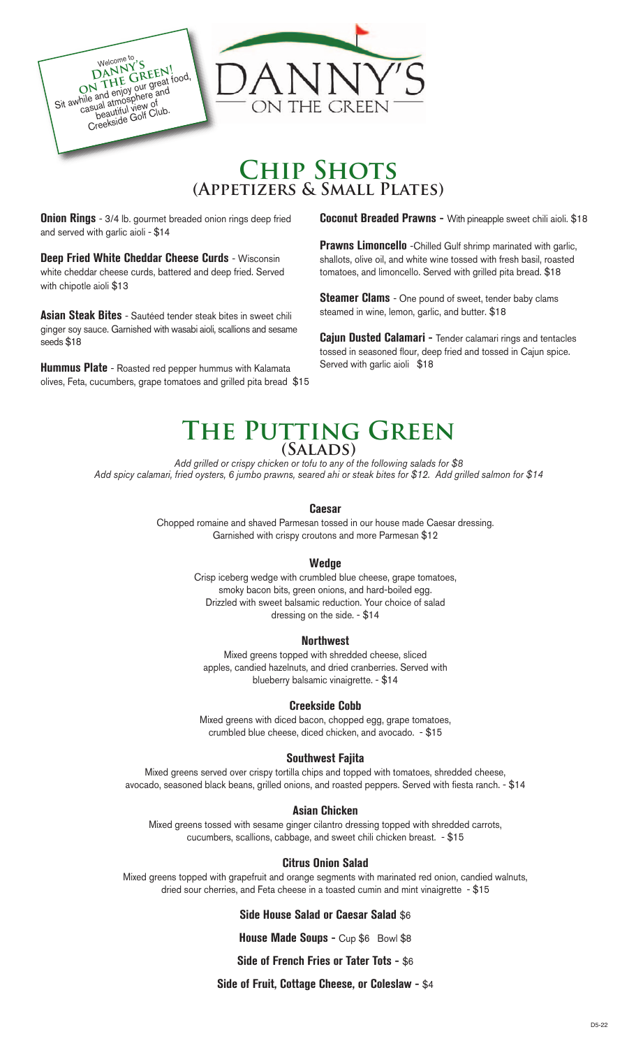Welcome to **DANNY'S ON THE GREEN!** Sit awhile and enjoy our great food, casual atmosphere and beautiful view of Creekside Golf Club.

# DANNY'S
ON THE GREEN

## Chip Shots
### (Appetizers & Small Plates)

**Onion Rings** - 3/4 lb. gourmet breaded onion rings deep fried and served with garlic aioli - $14

**Deep Fried White Cheddar Cheese Curds** - Wisconsin white cheddar cheese curds, battered and deep fried. Served with chipotle aioli $13

**Asian Steak Bites** - Sautéed tender steak bites in sweet chili ginger soy sauce. Garnished with wasabi aioli, scallions and sesame seeds $18

**Hummus Plate** - Roasted red pepper hummus with Kalamata olives, Feta, cucumbers, grape tomatoes and grilled pita bread $15

**Coconut Breaded Prawns -** With pineapple sweet chili aioli. $18

**Prawns Limoncello** -Chilled Gulf shrimp marinated with garlic, shallots, olive oil, and white wine tossed with fresh basil, roasted tomatoes, and limoncello. Served with grilled pita bread. $18

**Steamer Clams** - One pound of sweet, tender baby clams steamed in wine, lemon, garlic, and butter. $18

**Cajun Dusted Calamari -** Tender calamari rings and tentacles tossed in seasoned flour, deep fried and tossed in Cajun spice. Served with garlic aioli $18

## The Putting Green
### (Salads)

*Add grilled or crispy chicken or tofu to any of the following salads for $8*
*Add spicy calamari, fried oysters, 6 jumbo prawns, seared ahi or steak bites for $12. Add grilled salmon for $14*

**Caesar**

Chopped romaine and shaved Parmesan tossed in our house made Caesar dressing. Garnished with crispy croutons and more Parmesan $12

**Wedge**

Crisp iceberg wedge with crumbled blue cheese, grape tomatoes, smoky bacon bits, green onions, and hard-boiled egg. Drizzled with sweet balsamic reduction. Your choice of salad dressing on the side. - $14

**Northwest**

Mixed greens topped with shredded cheese, sliced apples, candied hazelnuts, and dried cranberries. Served with blueberry balsamic vinaigrette. - $14

**Creekside Cobb**

Mixed greens with diced bacon, chopped egg, grape tomatoes, crumbled blue cheese, diced chicken, and avocado. - $15

**Southwest Fajita**

Mixed greens served over crispy tortilla chips and topped with tomatoes, shredded cheese, avocado, seasoned black beans, grilled onions, and roasted peppers. Served with fiesta ranch. - $14

**Asian Chicken**

Mixed greens tossed with sesame ginger cilantro dressing topped with shredded carrots, cucumbers, scallions, cabbage, and sweet chili chicken breast. - $15

**Citrus Onion Salad**

Mixed greens topped with grapefruit and orange segments with marinated red onion, candied walnuts, dried sour cherries, and Feta cheese in a toasted cumin and mint vinaigrette - $15

**Side House Salad or Caesar Salad** $6

**House Made Soups -** Cup $6 Bowl $8

**Side of French Fries or Tater Tots -** $6

**Side of Fruit, Cottage Cheese, or Coleslaw -** $4

D5-22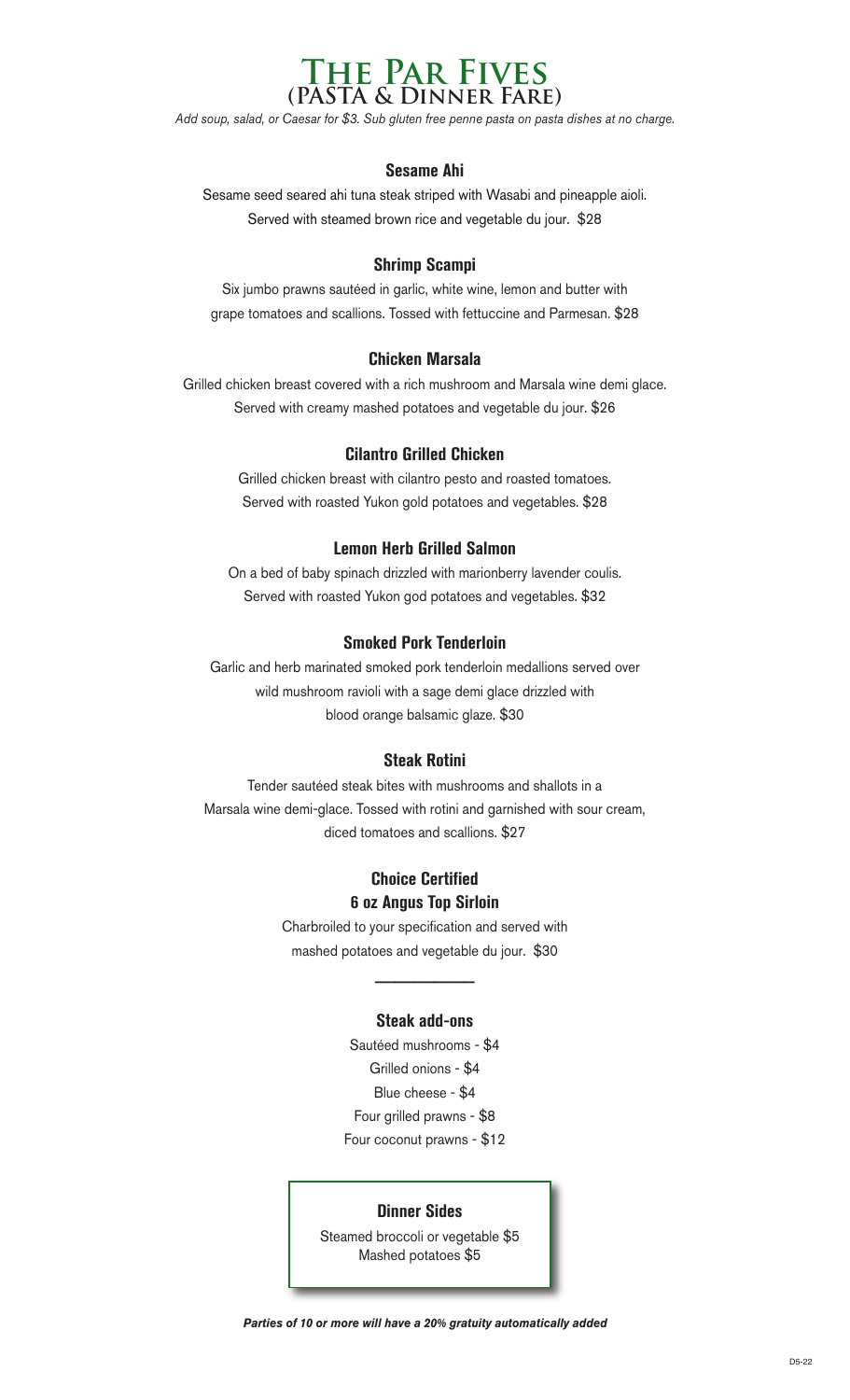# The Par Fives
## (Pasta & Dinner Fare)

*Add soup, salad, or Caesar for $3. Sub gluten free penne pasta on pasta dishes at no charge.*

### Sesame Ahi

Sesame seed seared ahi tuna steak striped with Wasabi and pineapple aioli. Served with steamed brown rice and vegetable du jour. $28

### Shrimp Scampi

Six jumbo prawns sautéed in garlic, white wine, lemon and butter with grape tomatoes and scallions. Tossed with fettuccine and Parmesan. $28

### Chicken Marsala

Grilled chicken breast covered with a rich mushroom and Marsala wine demi glace. Served with creamy mashed potatoes and vegetable du jour. $26

### Cilantro Grilled Chicken

Grilled chicken breast with cilantro pesto and roasted tomatoes. Served with roasted Yukon gold potatoes and vegetables. $28

### Lemon Herb Grilled Salmon

On a bed of baby spinach drizzled with marionberry lavender coulis. Served with roasted Yukon god potatoes and vegetables. $32

### Smoked Pork Tenderloin

Garlic and herb marinated smoked pork tenderloin medallions served over wild mushroom ravioli with a sage demi glace drizzled with blood orange balsamic glaze. $30

### Steak Rotini

Tender sautéed steak bites with mushrooms and shallots in a Marsala wine demi-glace. Tossed with rotini and garnished with sour cream, diced tomatoes and scallions. $27

### Choice Certified
### 6 oz Angus Top Sirloin

Charbroiled to your specification and served with mashed potatoes and vegetable du jour. $30

---

### Steak add-ons

Sautéed mushrooms - $4
Grilled onions - $4
Blue cheese - $4
Four grilled prawns - $8
Four coconut prawns - $12

### Dinner Sides

Steamed broccoli or vegetable $5
Mashed potatoes $5

***Parties of 10 or more will have a 20% gratuity automatically added***

D5-22